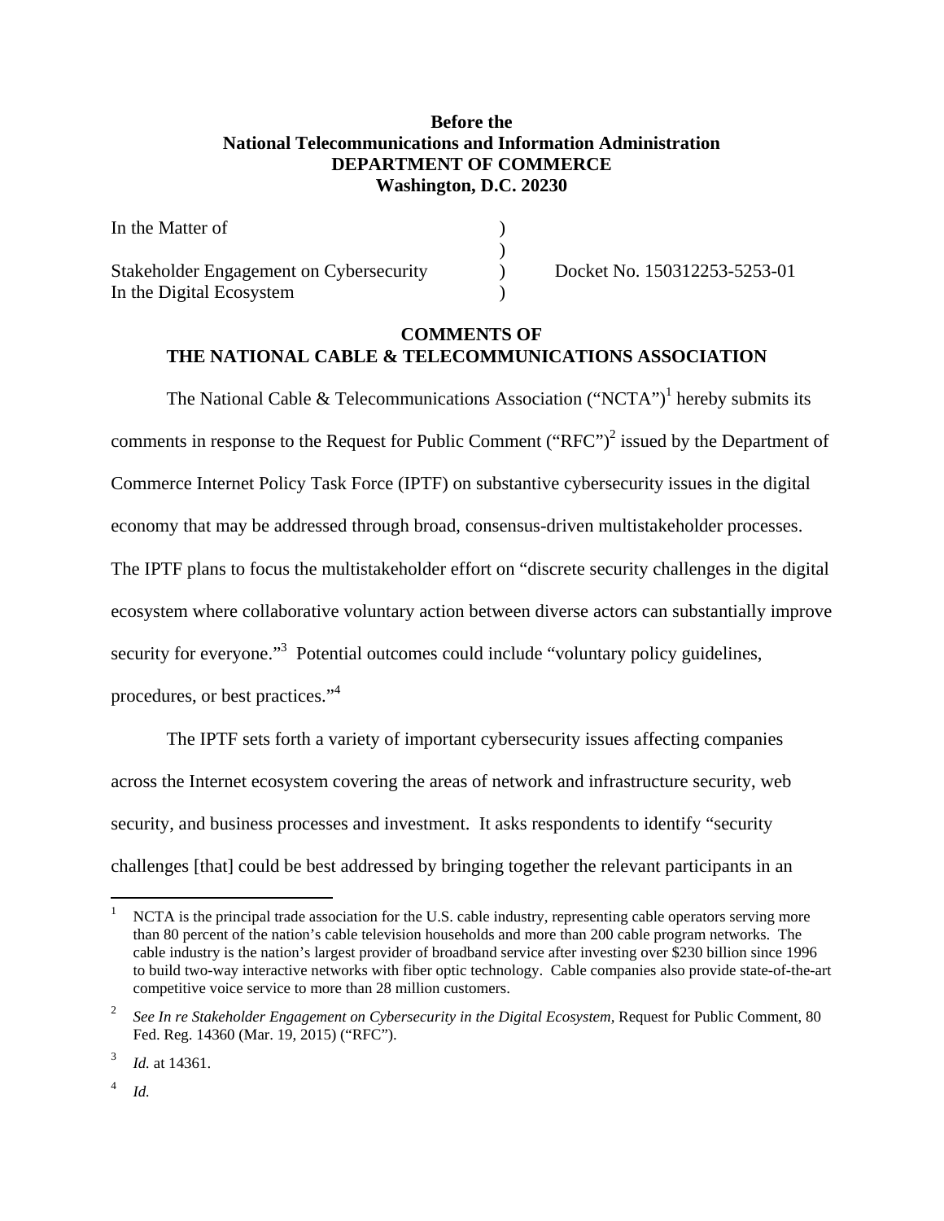**Before the**
**National Telecommunications and Information Administration**
**DEPARTMENT OF COMMERCE**
**Washington, D.C. 20230**

| | | |
|---|---|---|
| In the Matter of | ) | |
| | ) | |
| Stakeholder Engagement on Cybersecurity | ) | Docket No. 150312253-5253-01 |
| In the Digital Ecosystem | ) | |

**COMMENTS OF**
**THE NATIONAL CABLE & TELECOMMUNICATIONS ASSOCIATION**

The National Cable & Telecommunications Association ("NCTA")[1] hereby submits its comments in response to the Request for Public Comment ("RFC")[2] issued by the Department of Commerce Internet Policy Task Force (IPTF) on substantive cybersecurity issues in the digital economy that may be addressed through broad, consensus-driven multistakeholder processes. The IPTF plans to focus the multistakeholder effort on "discrete security challenges in the digital ecosystem where collaborative voluntary action between diverse actors can substantially improve security for everyone."[3] Potential outcomes could include "voluntary policy guidelines, procedures, or best practices."[4]

The IPTF sets forth a variety of important cybersecurity issues affecting companies across the Internet ecosystem covering the areas of network and infrastructure security, web security, and business processes and investment. It asks respondents to identify "security challenges [that] could be best addressed by bringing together the relevant participants in an

---

[1] NCTA is the principal trade association for the U.S. cable industry, representing cable operators serving more than 80 percent of the nation's cable television households and more than 200 cable program networks. The cable industry is the nation's largest provider of broadband service after investing over $230 billion since 1996 to build two-way interactive networks with fiber optic technology. Cable companies also provide state-of-the-art competitive voice service to more than 28 million customers.

[2] *See In re Stakeholder Engagement on Cybersecurity in the Digital Ecosystem,* Request for Public Comment, 80 Fed. Reg. 14360 (Mar. 19, 2015) ("RFC").

[3] *Id.* at 14361.

[4] *Id.*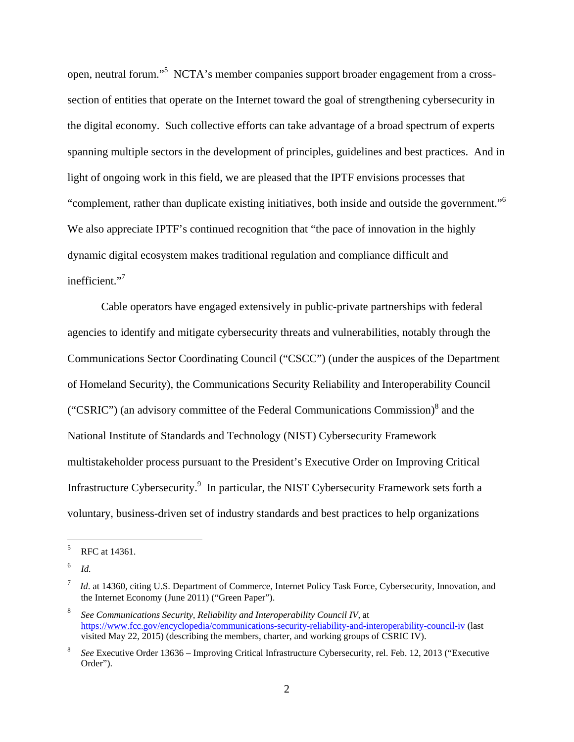open, neutral forum."[5] NCTA's member companies support broader engagement from a cross-section of entities that operate on the Internet toward the goal of strengthening cybersecurity in the digital economy. Such collective efforts can take advantage of a broad spectrum of experts spanning multiple sectors in the development of principles, guidelines and best practices. And in light of ongoing work in this field, we are pleased that the IPTF envisions processes that "complement, rather than duplicate existing initiatives, both inside and outside the government."[6] We also appreciate IPTF's continued recognition that "the pace of innovation in the highly dynamic digital ecosystem makes traditional regulation and compliance difficult and inefficient."[7]

Cable operators have engaged extensively in public-private partnerships with federal agencies to identify and mitigate cybersecurity threats and vulnerabilities, notably through the Communications Sector Coordinating Council ("CSCC") (under the auspices of the Department of Homeland Security), the Communications Security Reliability and Interoperability Council ("CSRIC") (an advisory committee of the Federal Communications Commission)[8] and the National Institute of Standards and Technology (NIST) Cybersecurity Framework multistakeholder process pursuant to the President's Executive Order on Improving Critical Infrastructure Cybersecurity.[9] In particular, the NIST Cybersecurity Framework sets forth a voluntary, business-driven set of industry standards and best practices to help organizations

---

[5] RFC at 14361.

[6] *Id.*

[7] *Id.* at 14360, citing U.S. Department of Commerce, Internet Policy Task Force, Cybersecurity, Innovation, and the Internet Economy (June 2011) ("Green Paper").

[8] *See Communications Security, Reliability and Interoperability Council IV,* at https://www.fcc.gov/encyclopedia/communications-security-reliability-and-interoperability-council-iv (last visited May 22, 2015) (describing the members, charter, and working groups of CSRIC IV).

[8] *See* Executive Order 13636 – Improving Critical Infrastructure Cybersecurity, rel. Feb. 12, 2013 ("Executive Order").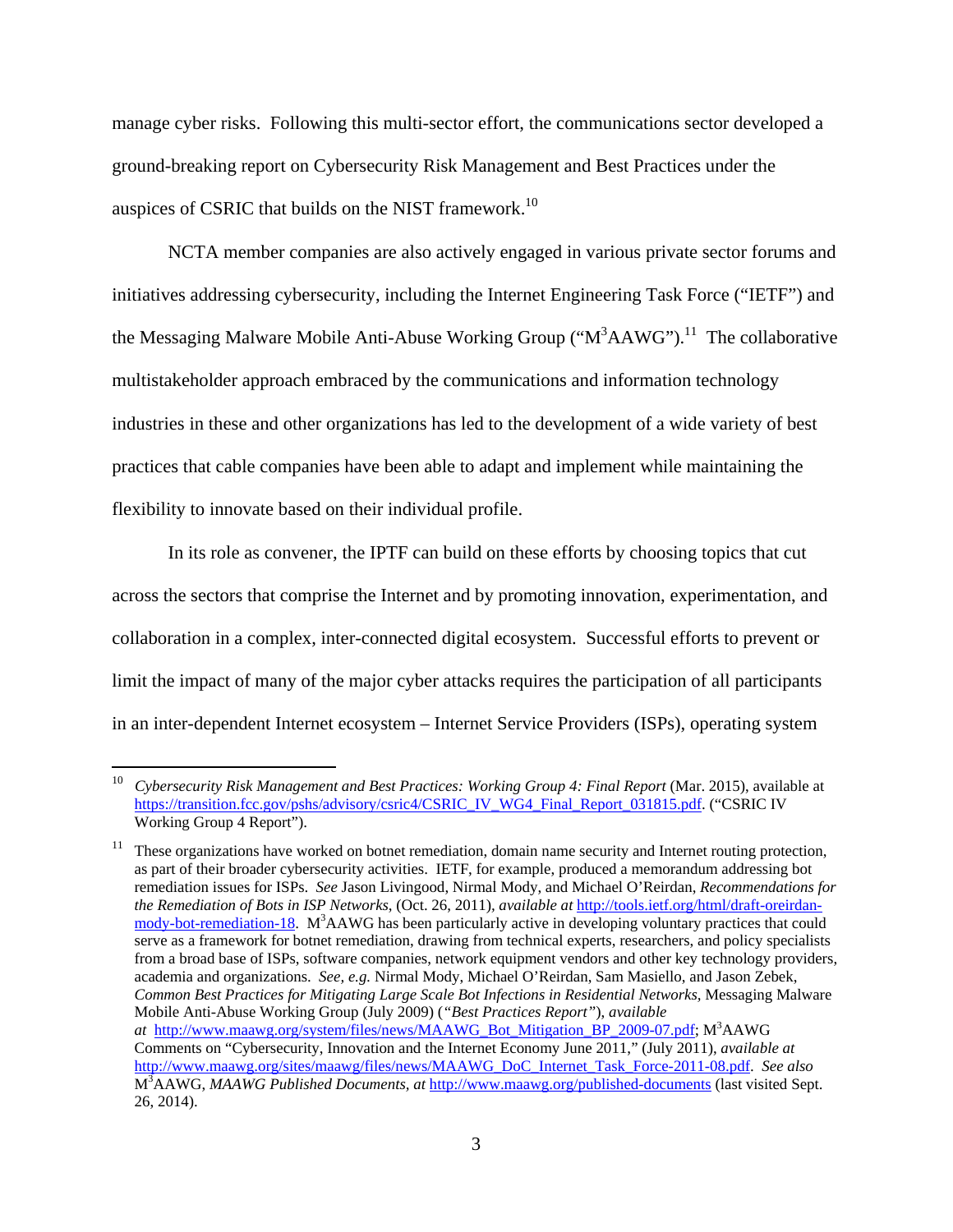manage cyber risks. Following this multi-sector effort, the communications sector developed a ground-breaking report on Cybersecurity Risk Management and Best Practices under the auspices of CSRIC that builds on the NIST framework.[10]

NCTA member companies are also actively engaged in various private sector forums and initiatives addressing cybersecurity, including the Internet Engineering Task Force ("IETF") and the Messaging Malware Mobile Anti-Abuse Working Group ("M$^3$AAWG").[11] The collaborative multistakeholder approach embraced by the communications and information technology industries in these and other organizations has led to the development of a wide variety of best practices that cable companies have been able to adapt and implement while maintaining the flexibility to innovate based on their individual profile.

In its role as convener, the IPTF can build on these efforts by choosing topics that cut across the sectors that comprise the Internet and by promoting innovation, experimentation, and collaboration in a complex, inter-connected digital ecosystem. Successful efforts to prevent or limit the impact of many of the major cyber attacks requires the participation of all participants in an inter-dependent Internet ecosystem – Internet Service Providers (ISPs), operating system

---

[10] *Cybersecurity Risk Management and Best Practices: Working Group 4: Final Report* (Mar. 2015), available at https://transition.fcc.gov/pshs/advisory/csric4/CSRIC_IV_WG4_Final_Report_031815.pdf. ("CSRIC IV Working Group 4 Report").

[11] These organizations have worked on botnet remediation, domain name security and Internet routing protection, as part of their broader cybersecurity activities. IETF, for example, produced a memorandum addressing bot remediation issues for ISPs. *See* Jason Livingood, Nirmal Mody, and Michael O'Reirdan, *Recommendations for the Remediation of Bots in ISP Networks*, (Oct. 26, 2011), *available at* http://tools.ietf.org/html/draft-oreirdan-mody-bot-remediation-18. M$^3$AAWG has been particularly active in developing voluntary practices that could serve as a framework for botnet remediation, drawing from technical experts, researchers, and policy specialists from a broad base of ISPs, software companies, network equipment vendors and other key technology providers, academia and organizations. *See, e.g.* Nirmal Mody, Michael O'Reirdan, Sam Masiello, and Jason Zebek, *Common Best Practices for Mitigating Large Scale Bot Infections in Residential Networks*, Messaging Malware Mobile Anti-Abuse Working Group (July 2009) ("*Best Practices Report*"), *available at* http://www.maawg.org/system/files/news/MAAWG_Bot_Mitigation_BP_2009-07.pdf; M$^3$AAWG Comments on "Cybersecurity, Innovation and the Internet Economy June 2011," (July 2011), *available at* http://www.maawg.org/sites/maawg/files/news/MAAWG_DoC_Internet_Task_Force-2011-08.pdf. *See also* M$^3$AAWG, *MAAWG Published Documents*, *at* http://www.maawg.org/published-documents (last visited Sept. 26, 2014).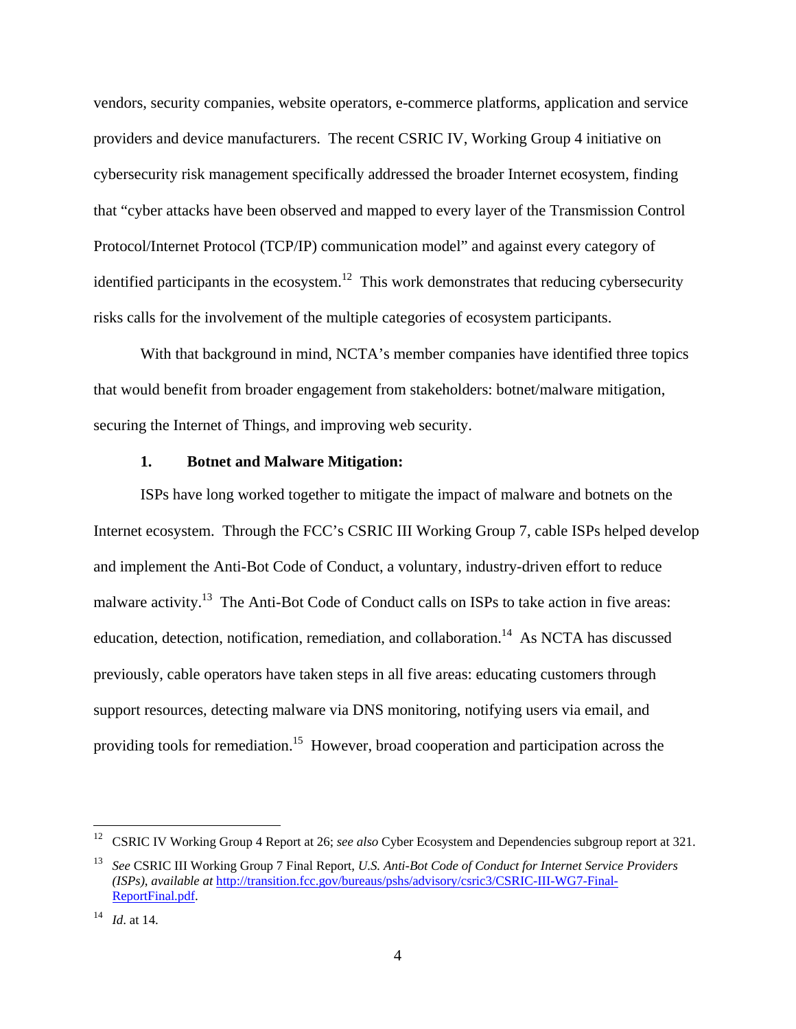vendors, security companies, website operators, e-commerce platforms, application and service providers and device manufacturers. The recent CSRIC IV, Working Group 4 initiative on cybersecurity risk management specifically addressed the broader Internet ecosystem, finding that "cyber attacks have been observed and mapped to every layer of the Transmission Control Protocol/Internet Protocol (TCP/IP) communication model" and against every category of identified participants in the ecosystem.[12] This work demonstrates that reducing cybersecurity risks calls for the involvement of the multiple categories of ecosystem participants.

With that background in mind, NCTA's member companies have identified three topics that would benefit from broader engagement from stakeholders: botnet/malware mitigation, securing the Internet of Things, and improving web security.

### 1. Botnet and Malware Mitigation:

ISPs have long worked together to mitigate the impact of malware and botnets on the Internet ecosystem. Through the FCC's CSRIC III Working Group 7, cable ISPs helped develop and implement the Anti-Bot Code of Conduct, a voluntary, industry-driven effort to reduce malware activity.[13] The Anti-Bot Code of Conduct calls on ISPs to take action in five areas: education, detection, notification, remediation, and collaboration.[14] As NCTA has discussed previously, cable operators have taken steps in all five areas: educating customers through support resources, detecting malware via DNS monitoring, notifying users via email, and providing tools for remediation.[15] However, broad cooperation and participation across the

---

[12] CSRIC IV Working Group 4 Report at 26; *see also* Cyber Ecosystem and Dependencies subgroup report at 321.

[13] *See* CSRIC III Working Group 7 Final Report, *U.S. Anti-Bot Code of Conduct for Internet Service Providers (ISPs)*, *available at* http://transition.fcc.gov/bureaus/pshs/advisory/csric3/CSRIC-III-WG7-Final-ReportFinal.pdf.

[14] *Id*. at 14.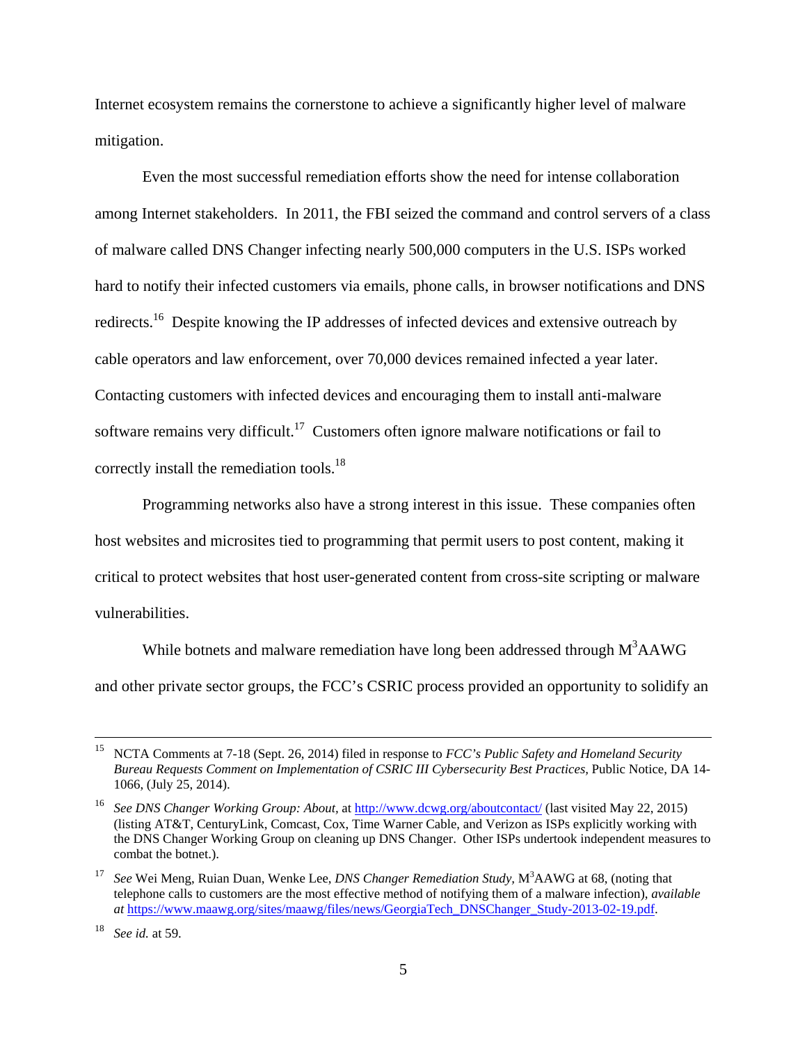Internet ecosystem remains the cornerstone to achieve a significantly higher level of malware mitigation.

Even the most successful remediation efforts show the need for intense collaboration among Internet stakeholders. In 2011, the FBI seized the command and control servers of a class of malware called DNS Changer infecting nearly 500,000 computers in the U.S. ISPs worked hard to notify their infected customers via emails, phone calls, in browser notifications and DNS redirects.[16] Despite knowing the IP addresses of infected devices and extensive outreach by cable operators and law enforcement, over 70,000 devices remained infected a year later. Contacting customers with infected devices and encouraging them to install anti-malware software remains very difficult.[17] Customers often ignore malware notifications or fail to correctly install the remediation tools.[18]

Programming networks also have a strong interest in this issue. These companies often host websites and microsites tied to programming that permit users to post content, making it critical to protect websites that host user-generated content from cross-site scripting or malware vulnerabilities.

While botnets and malware remediation have long been addressed through M$^3$AAWG and other private sector groups, the FCC's CSRIC process provided an opportunity to solidify an

---

[15] NCTA Comments at 7-18 (Sept. 26, 2014) filed in response to *FCC's Public Safety and Homeland Security Bureau Requests Comment on Implementation of CSRIC III Cybersecurity Best Practices,* Public Notice, DA 14-1066, (July 25, 2014).

[16] *See DNS Changer Working Group: About*, at http://www.dcwg.org/aboutcontact/ (last visited May 22, 2015) (listing AT&T, CenturyLink, Comcast, Cox, Time Warner Cable, and Verizon as ISPs explicitly working with the DNS Changer Working Group on cleaning up DNS Changer. Other ISPs undertook independent measures to combat the botnet.).

[17] *See* Wei Meng, Ruian Duan, Wenke Lee, *DNS Changer Remediation Study,* M$^3$AAWG at 68, (noting that telephone calls to customers are the most effective method of notifying them of a malware infection), *available at* https://www.maawg.org/sites/maawg/files/news/GeorgiaTech_DNSChanger_Study-2013-02-19.pdf.

[18] *See id.* at 59.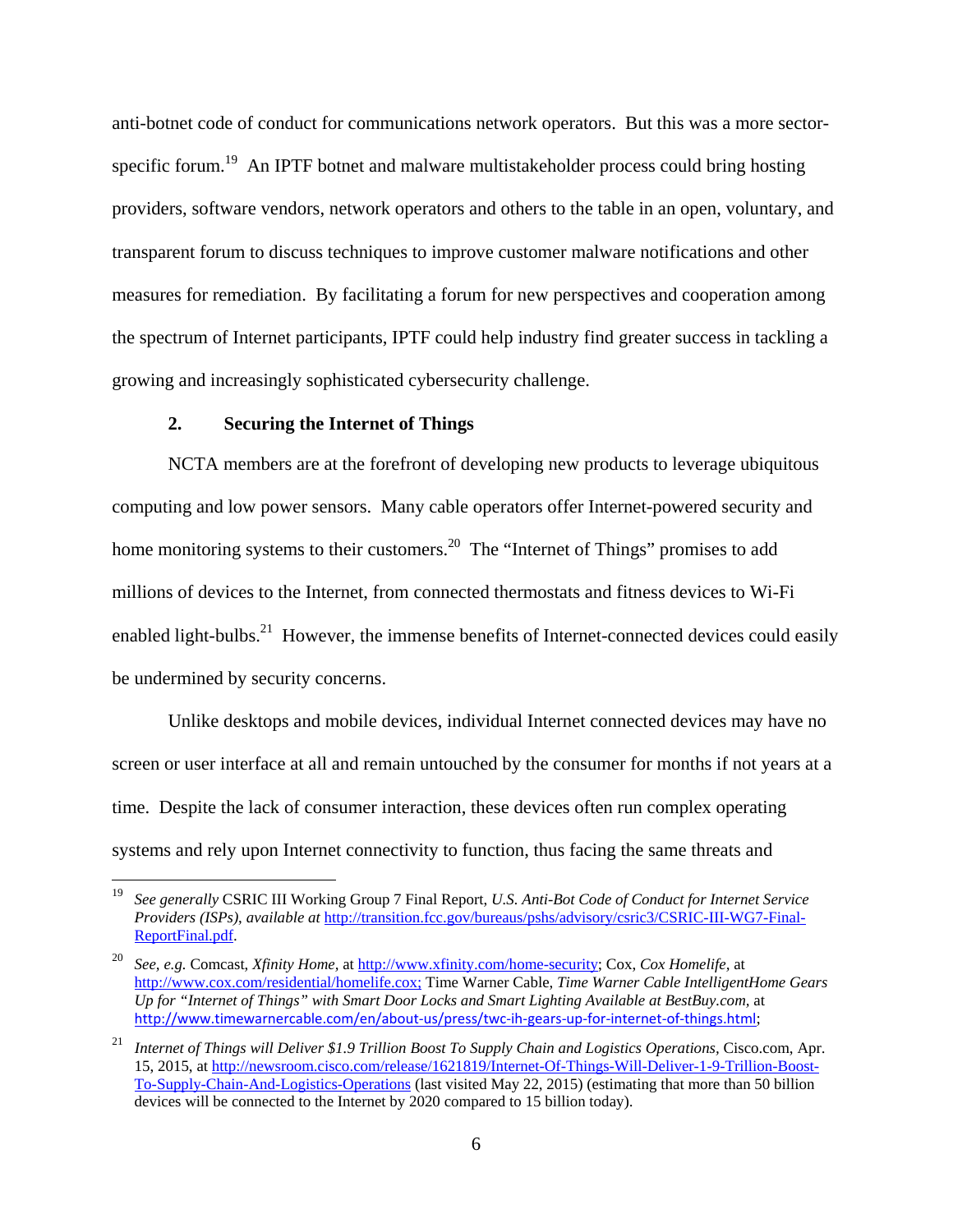anti-botnet code of conduct for communications network operators. But this was a more sector-specific forum.[19] An IPTF botnet and malware multistakeholder process could bring hosting providers, software vendors, network operators and others to the table in an open, voluntary, and transparent forum to discuss techniques to improve customer malware notifications and other measures for remediation. By facilitating a forum for new perspectives and cooperation among the spectrum of Internet participants, IPTF could help industry find greater success in tackling a growing and increasingly sophisticated cybersecurity challenge.

### 2. Securing the Internet of Things

NCTA members are at the forefront of developing new products to leverage ubiquitous computing and low power sensors. Many cable operators offer Internet-powered security and home monitoring systems to their customers.[20] The "Internet of Things" promises to add millions of devices to the Internet, from connected thermostats and fitness devices to Wi-Fi enabled light-bulbs.[21] However, the immense benefits of Internet-connected devices could easily be undermined by security concerns.

Unlike desktops and mobile devices, individual Internet connected devices may have no screen or user interface at all and remain untouched by the consumer for months if not years at a time. Despite the lack of consumer interaction, these devices often run complex operating systems and rely upon Internet connectivity to function, thus facing the same threats and

---

[19] *See generally* CSRIC III Working Group 7 Final Report, *U.S. Anti-Bot Code of Conduct for Internet Service Providers (ISPs)*, *available at* http://transition.fcc.gov/bureaus/pshs/advisory/csric3/CSRIC-III-WG7-Final-ReportFinal.pdf.

[20] *See, e.g.* Comcast, *Xfinity Home*, at http://www.xfinity.com/home-security; Cox, *Cox Homelife*, at http://www.cox.com/residential/homelife.cox; Time Warner Cable, *Time Warner Cable IntelligentHome Gears Up for "Internet of Things" with Smart Door Locks and Smart Lighting Available at BestBuy.com*, at http://www.timewarnercable.com/en/about-us/press/twc-ih-gears-up-for-internet-of-things.html;

[21] *Internet of Things will Deliver $1.9 Trillion Boost To Supply Chain and Logistics Operations*, Cisco.com, Apr. 15, 2015, at http://newsroom.cisco.com/release/1621819/Internet-Of-Things-Will-Deliver-1-9-Trillion-Boost-To-Supply-Chain-And-Logistics-Operations (last visited May 22, 2015) (estimating that more than 50 billion devices will be connected to the Internet by 2020 compared to 15 billion today).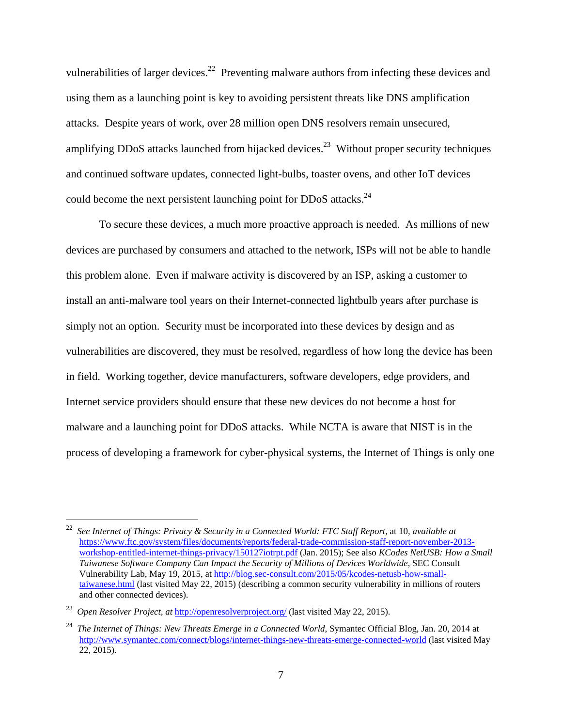vulnerabilities of larger devices.[22] Preventing malware authors from infecting these devices and using them as a launching point is key to avoiding persistent threats like DNS amplification attacks. Despite years of work, over 28 million open DNS resolvers remain unsecured, amplifying DDoS attacks launched from hijacked devices.[23] Without proper security techniques and continued software updates, connected light-bulbs, toaster ovens, and other IoT devices could become the next persistent launching point for DDoS attacks.[24]

To secure these devices, a much more proactive approach is needed. As millions of new devices are purchased by consumers and attached to the network, ISPs will not be able to handle this problem alone. Even if malware activity is discovered by an ISP, asking a customer to install an anti-malware tool years on their Internet-connected lightbulb years after purchase is simply not an option. Security must be incorporated into these devices by design and as vulnerabilities are discovered, they must be resolved, regardless of how long the device has been in field. Working together, device manufacturers, software developers, edge providers, and Internet service providers should ensure that these new devices do not become a host for malware and a launching point for DDoS attacks. While NCTA is aware that NIST is in the process of developing a framework for cyber-physical systems, the Internet of Things is only one

---

[22] *See Internet of Things: Privacy & Security in a Connected World: FTC Staff Report*, at 10, *available at* https://www.ftc.gov/system/files/documents/reports/federal-trade-commission-staff-report-november-2013-workshop-entitled-internet-things-privacy/150127iotrpt.pdf (Jan. 2015); See also *KCodes NetUSB: How a Small Taiwanese Software Company Can Impact the Security of Millions of Devices Worldwide*, SEC Consult Vulnerability Lab, May 19, 2015, at http://blog.sec-consult.com/2015/05/kcodes-netusb-how-small-taiwanese.html (last visited May 22, 2015) (describing a common security vulnerability in millions of routers and other connected devices).

[23] *Open Resolver Project*, *at* http://openresolverproject.org/ (last visited May 22, 2015).

[24] *The Internet of Things: New Threats Emerge in a Connected World*, Symantec Official Blog, Jan. 20, 2014 at http://www.symantec.com/connect/blogs/internet-things-new-threats-emerge-connected-world (last visited May 22, 2015).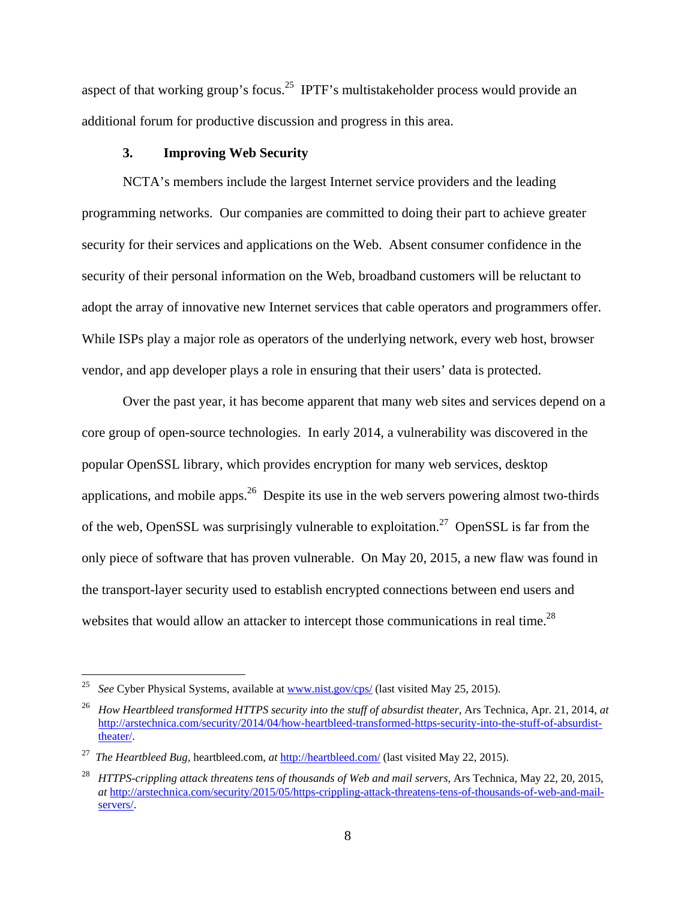aspect of that working group's focus.[25] IPTF's multistakeholder process would provide an additional forum for productive discussion and progress in this area.

### 3. Improving Web Security

NCTA's members include the largest Internet service providers and the leading programming networks. Our companies are committed to doing their part to achieve greater security for their services and applications on the Web. Absent consumer confidence in the security of their personal information on the Web, broadband customers will be reluctant to adopt the array of innovative new Internet services that cable operators and programmers offer. While ISPs play a major role as operators of the underlying network, every web host, browser vendor, and app developer plays a role in ensuring that their users' data is protected.

Over the past year, it has become apparent that many web sites and services depend on a core group of open-source technologies. In early 2014, a vulnerability was discovered in the popular OpenSSL library, which provides encryption for many web services, desktop applications, and mobile apps.[26] Despite its use in the web servers powering almost two-thirds of the web, OpenSSL was surprisingly vulnerable to exploitation.[27] OpenSSL is far from the only piece of software that has proven vulnerable. On May 20, 2015, a new flaw was found in the transport-layer security used to establish encrypted connections between end users and websites that would allow an attacker to intercept those communications in real time.[28]

---

[25] *See* Cyber Physical Systems, available at www.nist.gov/cps/ (last visited May 25, 2015).

[26] *How Heartbleed transformed HTTPS security into the stuff of absurdist theater*, Ars Technica, Apr. 21, 2014, *at* http://arstechnica.com/security/2014/04/how-heartbleed-transformed-https-security-into-the-stuff-of-absurdist-theater/.

[27] *The Heartbleed Bug*, heartbleed.com, *at* http://heartbleed.com/ (last visited May 22, 2015).

[28] *HTTPS-crippling attack threatens tens of thousands of Web and mail servers*, Ars Technica, May 22, 20, 2015, *at* http://arstechnica.com/security/2015/05/https-crippling-attack-threatens-tens-of-thousands-of-web-and-mail-servers/.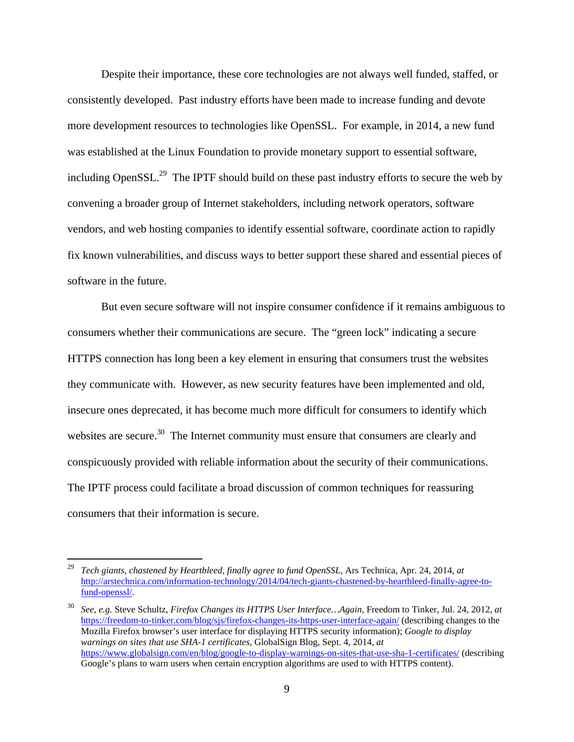Despite their importance, these core technologies are not always well funded, staffed, or consistently developed. Past industry efforts have been made to increase funding and devote more development resources to technologies like OpenSSL. For example, in 2014, a new fund was established at the Linux Foundation to provide monetary support to essential software, including OpenSSL.[29] The IPTF should build on these past industry efforts to secure the web by convening a broader group of Internet stakeholders, including network operators, software vendors, and web hosting companies to identify essential software, coordinate action to rapidly fix known vulnerabilities, and discuss ways to better support these shared and essential pieces of software in the future.

But even secure software will not inspire consumer confidence if it remains ambiguous to consumers whether their communications are secure. The "green lock" indicating a secure HTTPS connection has long been a key element in ensuring that consumers trust the websites they communicate with. However, as new security features have been implemented and old, insecure ones deprecated, it has become much more difficult for consumers to identify which websites are secure.[30] The Internet community must ensure that consumers are clearly and conspicuously provided with reliable information about the security of their communications. The IPTF process could facilitate a broad discussion of common techniques for reassuring consumers that their information is secure.

---

[29] *Tech giants, chastened by Heartbleed, finally agree to fund OpenSSL*, Ars Technica, Apr. 24, 2014, *at* http://arstechnica.com/information-technology/2014/04/tech-giants-chastened-by-heartbleed-finally-agree-to-fund-openssl/.

[30] *See, e.g.* Steve Schultz, *Firefox Changes its HTTPS User Interface…Again*, Freedom to Tinker, Jul. 24, 2012, *at* https://freedom-to-tinker.com/blog/sjs/firefox-changes-its-https-user-interface-again/ (describing changes to the Mozilla Firefox browser's user interface for displaying HTTPS security information); *Google to display warnings on sites that use SHA-1 certificates*, GlobalSign Blog, Sept. 4, 2014, *at* https://www.globalsign.com/en/blog/google-to-display-warnings-on-sites-that-use-sha-1-certificates/ (describing Google's plans to warn users when certain encryption algorithms are used to with HTTPS content).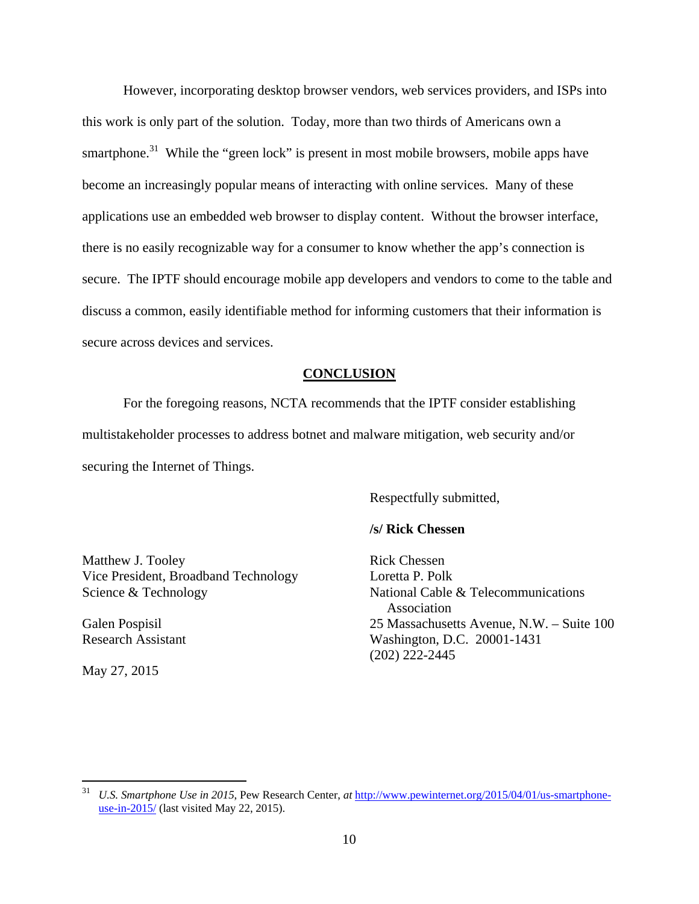However, incorporating desktop browser vendors, web services providers, and ISPs into this work is only part of the solution. Today, more than two thirds of Americans own a smartphone.[31] While the "green lock" is present in most mobile browsers, mobile apps have become an increasingly popular means of interacting with online services. Many of these applications use an embedded web browser to display content. Without the browser interface, there is no easily recognizable way for a consumer to know whether the app's connection is secure. The IPTF should encourage mobile app developers and vendors to come to the table and discuss a common, easily identifiable method for informing customers that their information is secure across devices and services.

## CONCLUSION

For the foregoing reasons, NCTA recommends that the IPTF consider establishing multistakeholder processes to address botnet and malware mitigation, web security and/or securing the Internet of Things.

Respectfully submitted,

**/s/ Rick Chessen**

Rick Chessen
Loretta P. Polk
National Cable & Telecommunications Association
25 Massachusetts Avenue, N.W. – Suite 100
Washington, D.C. 20001-1431
(202) 222-2445

Matthew J. Tooley
Vice President, Broadband Technology
Science & Technology

Galen Pospisil
Research Assistant

May 27, 2015

---

[31] *U.S. Smartphone Use in 2015*, Pew Research Center, *at* http://www.pewinternet.org/2015/04/01/us-smartphone-use-in-2015/ (last visited May 22, 2015).